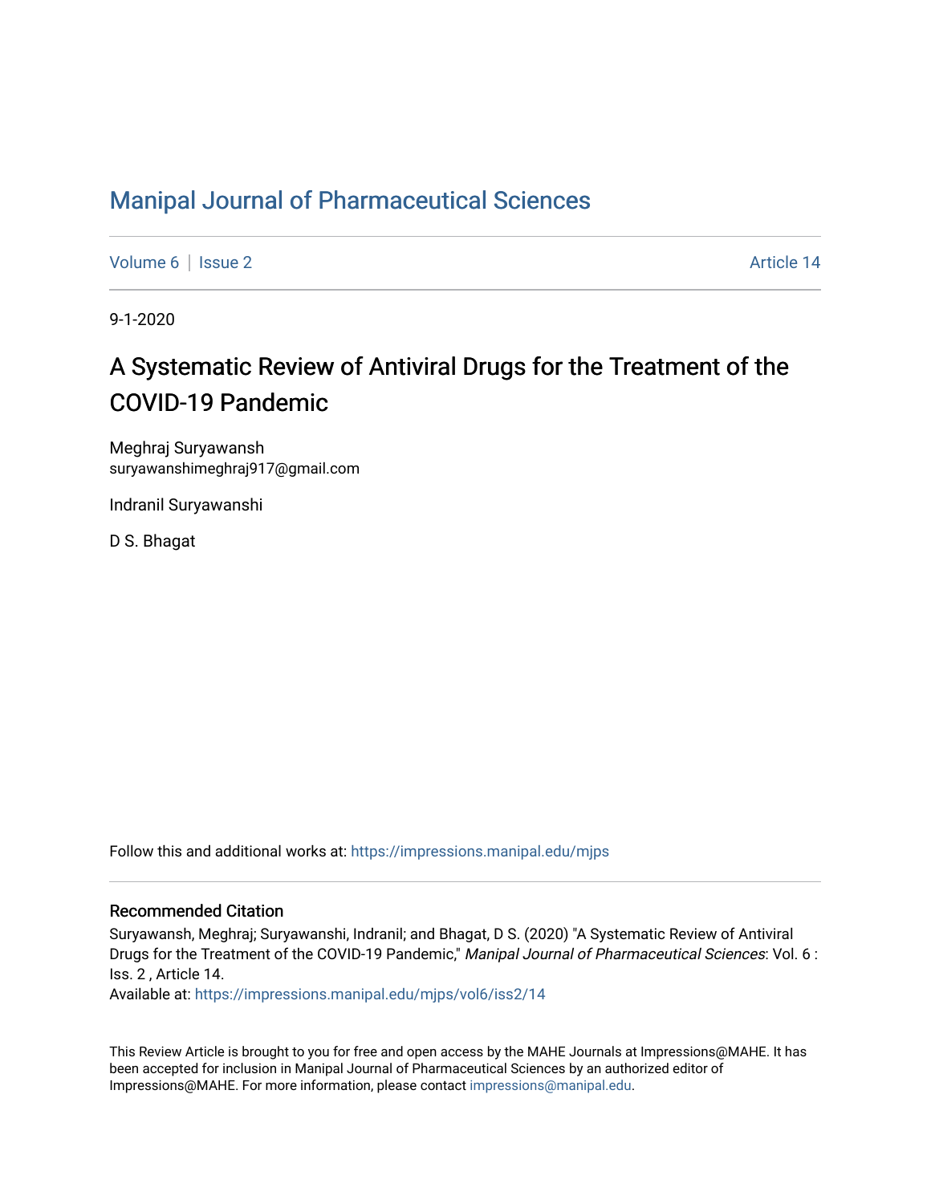# Manipal Journal of Pharmaceutical Sciences

Volume 6 | Issue 2 Article 14

9-1-2020

## A Systematic Review of Antiviral Drugs for the Treatment of the COVID-19 Pandemic

Meghraj Suryawansh
suryawanshimeghraj917@gmail.com

Indranil Suryawanshi

D S. Bhagat

Follow this and additional works at: https://impressions.manipal.edu/mjps

### Recommended Citation

Suryawansh, Meghraj; Suryawanshi, Indranil; and Bhagat, D S. (2020) "A Systematic Review of Antiviral Drugs for the Treatment of the COVID-19 Pandemic," *Manipal Journal of Pharmaceutical Sciences*: Vol. 6 : Iss. 2 , Article 14.
Available at: https://impressions.manipal.edu/mjps/vol6/iss2/14

This Review Article is brought to you for free and open access by the MAHE Journals at Impressions@MAHE. It has been accepted for inclusion in Manipal Journal of Pharmaceutical Sciences by an authorized editor of Impressions@MAHE. For more information, please contact impressions@manipal.edu.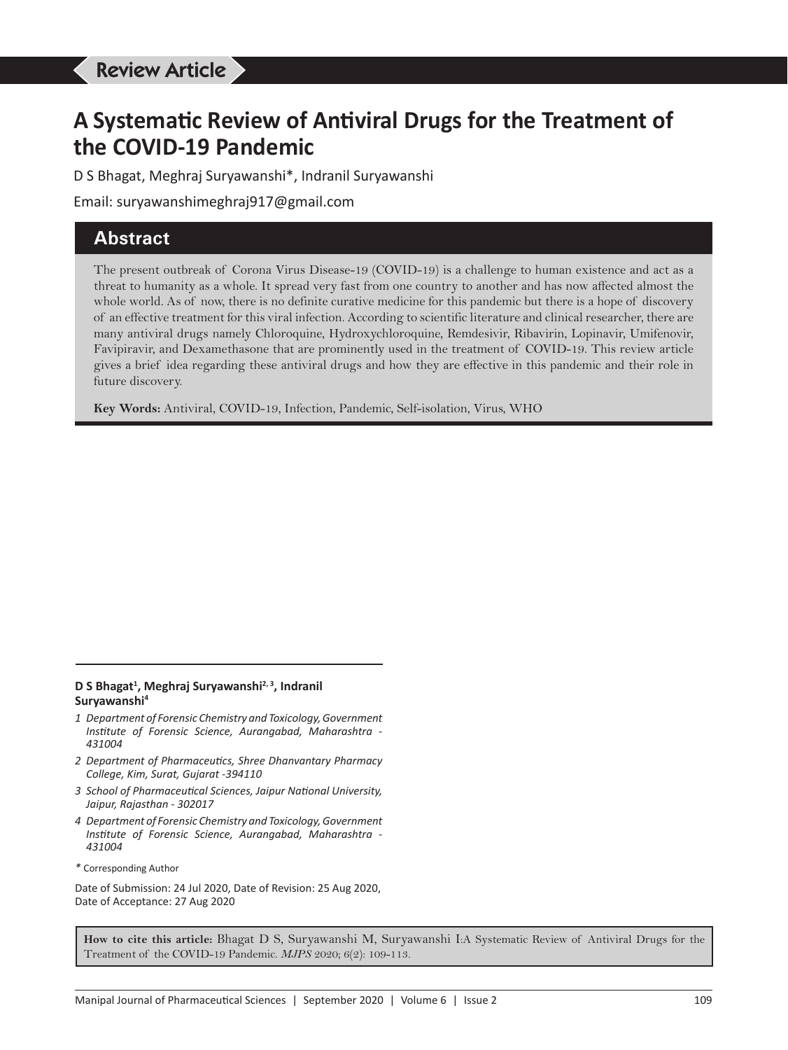Review Article

# A Systematic Review of Antiviral Drugs for the Treatment of the COVID-19 Pandemic

D S Bhagat, Meghraj Suryawanshi*, Indranil Suryawanshi

Email: suryawanshimeghraj917@gmail.com

## Abstract

The present outbreak of Corona Virus Disease-19 (COVID-19) is a challenge to human existence and act as a threat to humanity as a whole. It spread very fast from one country to another and has now affected almost the whole world. As of now, there is no definite curative medicine for this pandemic but there is a hope of discovery of an effective treatment for this viral infection. According to scientific literature and clinical researcher, there are many antiviral drugs namely Chloroquine, Hydroxychloroquine, Remdesivir, Ribavirin, Lopinavir, Umifenovir, Favipiravir, and Dexamethasone that are prominently used in the treatment of COVID-19. This review article gives a brief idea regarding these antiviral drugs and how they are effective in this pandemic and their role in future discovery.

**Key Words:** Antiviral, COVID-19, Infection, Pandemic, Self-isolation, Virus, WHO

---

**D S Bhagat[1], Meghraj Suryawanshi[2, 3], Indranil Suryawanshi[4]**

*1 Department of Forensic Chemistry and Toxicology, Government Institute of Forensic Science, Aurangabad, Maharashtra - 431004*

*2 Department of Pharmaceutics, Shree Dhanvantary Pharmacy College, Kim, Surat, Gujarat -394110*

*3 School of Pharmaceutical Sciences, Jaipur National University, Jaipur, Rajasthan - 302017*

*4 Department of Forensic Chemistry and Toxicology, Government Institute of Forensic Science, Aurangabad, Maharashtra - 431004*

\* Corresponding Author

Date of Submission: 24 Jul 2020, Date of Revision: 25 Aug 2020, Date of Acceptance: 27 Aug 2020

**How to cite this article:** Bhagat D S, Suryawanshi M, Suryawanshi I:A Systematic Review of Antiviral Drugs for the Treatment of the COVID-19 Pandemic. *MJPS* 2020; 6(2): 109-113.